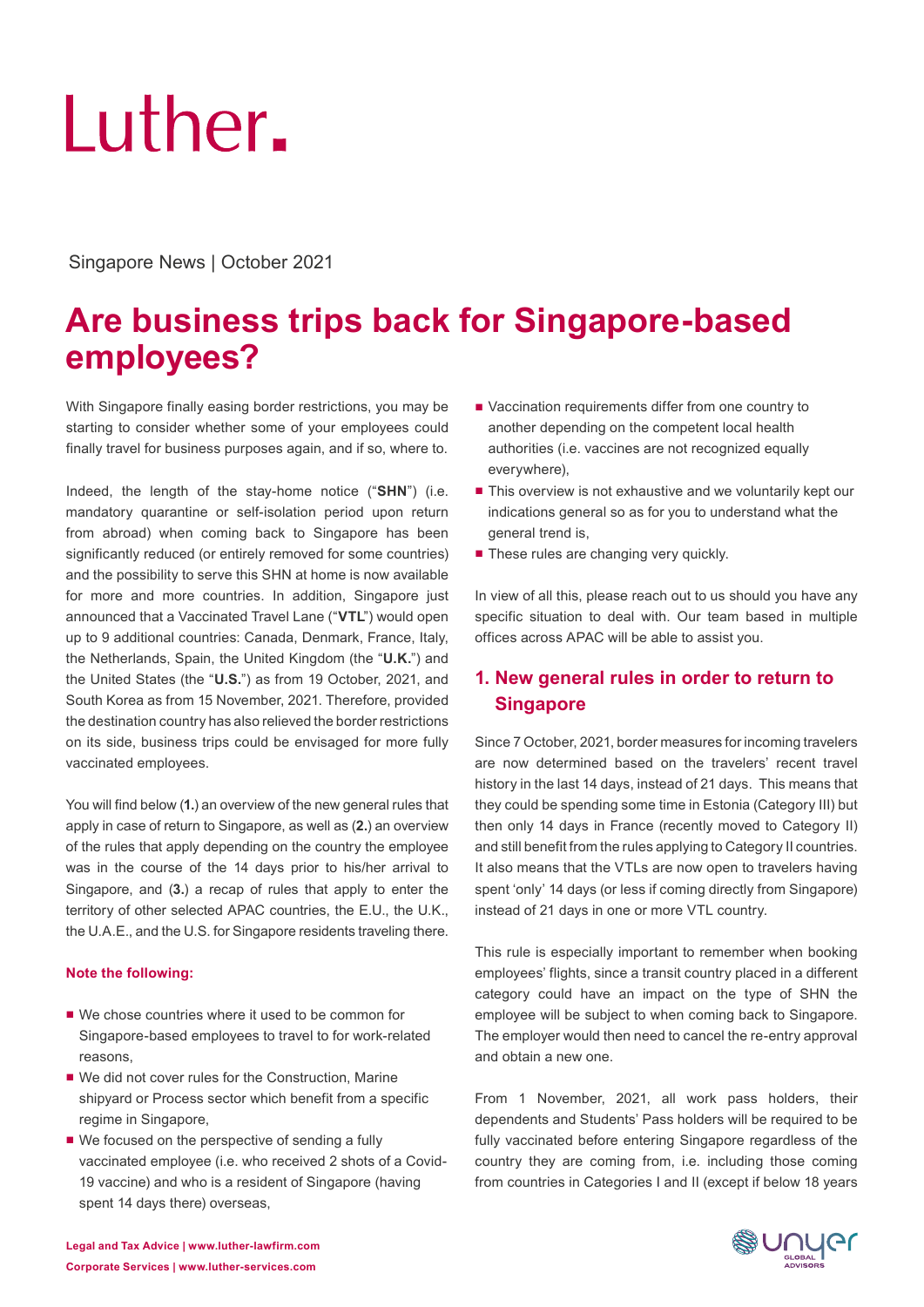# Luther.

Singapore News | October 2021

# Are business trips back for Singapore-based employees?

With Singapore finally easing border restrictions, you may be starting to consider whether some of your employees could finally travel for business purposes again, and if so, where to.

Indeed, the length of the stay-home notice ("**SHN**") (i.e. mandatory quarantine or self-isolation period upon return from abroad) when coming back to Singapore has been significantly reduced (or entirely removed for some countries) and the possibility to serve this SHN at home is now available for more and more countries. In addition, Singapore just announced that a Vaccinated Travel Lane ("**VTL**") would open up to 9 additional countries: Canada, Denmark, France, Italy, the Netherlands, Spain, the United Kingdom (the "**U.K.**") and the United States (the "**U.S.**") as from 19 October, 2021, and South Korea as from 15 November, 2021. Therefore, provided the destination country has also relieved the border restrictions on its side, business trips could be envisaged for more fully vaccinated employees.

You will find below (**1.**) an overview of the new general rules that apply in case of return to Singapore, as well as (**2.**) an overview of the rules that apply depending on the country the employee was in the course of the 14 days prior to his/her arrival to Singapore, and (**3.**) a recap of rules that apply to enter the territory of other selected APAC countries, the E.U., the U.K., the U.A.E., and the U.S. for Singapore residents traveling there.

**Note the following:**

- We chose countries where it used to be common for Singapore-based employees to travel to for work-related reasons,
- We did not cover rules for the Construction, Marine shipyard or Process sector which benefit from a specific regime in Singapore,
- We focused on the perspective of sending a fully vaccinated employee (i.e. who received 2 shots of a Covid-19 vaccine) and who is a resident of Singapore (having spent 14 days there) overseas,
- Vaccination requirements differ from one country to another depending on the competent local health authorities (i.e. vaccines are not recognized equally everywhere),
- This overview is not exhaustive and we voluntarily kept our indications general so as for you to understand what the general trend is,
- These rules are changing very quickly.

In view of all this, please reach out to us should you have any specific situation to deal with. Our team based in multiple offices across APAC will be able to assist you.

## 1. New general rules in order to return to Singapore

Since 7 October, 2021, border measures for incoming travelers are now determined based on the travelers' recent travel history in the last 14 days, instead of 21 days. This means that they could be spending some time in Estonia (Category III) but then only 14 days in France (recently moved to Category II) and still benefit from the rules applying to Category II countries. It also means that the VTLs are now open to travelers having spent 'only' 14 days (or less if coming directly from Singapore) instead of 21 days in one or more VTL country.

This rule is especially important to remember when booking employees' flights, since a transit country placed in a different category could have an impact on the type of SHN the employee will be subject to when coming back to Singapore. The employer would then need to cancel the re-entry approval and obtain a new one.

From 1 November, 2021, all work pass holders, their dependents and Students' Pass holders will be required to be fully vaccinated before entering Singapore regardless of the country they are coming from, i.e. including those coming from countries in Categories I and II (except if below 18 years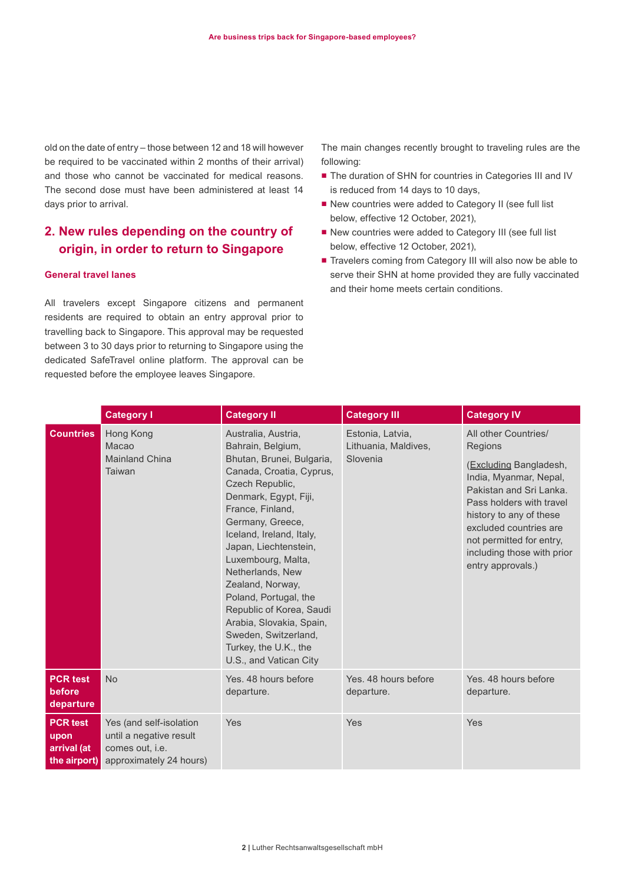old on the date of entry – those between 12 and 18 will however be required to be vaccinated within 2 months of their arrival) and those who cannot be vaccinated for medical reasons. The second dose must have been administered at least 14 days prior to arrival.

## 2. New rules depending on the country of origin, in order to return to Singapore

### General travel lanes

All travelers except Singapore citizens and permanent residents are required to obtain an entry approval prior to travelling back to Singapore. This approval may be requested between 3 to 30 days prior to returning to Singapore using the dedicated SafeTravel online platform. The approval can be requested before the employee leaves Singapore.

The main changes recently brought to traveling rules are the following:

- The duration of SHN for countries in Categories III and IV is reduced from 14 days to 10 days,
- New countries were added to Category II (see full list below, effective 12 October, 2021),
- New countries were added to Category III (see full list below, effective 12 October, 2021),
- Travelers coming from Category III will also now be able to serve their SHN at home provided they are fully vaccinated and their home meets certain conditions.

| | Category I | Category II | Category III | Category IV |
|---|---|---|---|---|
| **Countries** | Hong Kong<br>Macao<br>Mainland China<br>Taiwan | Australia, Austria, Bahrain, Belgium, Bhutan, Brunei, Bulgaria, Canada, Croatia, Cyprus, Czech Republic, Denmark, Egypt, Fiji, France, Finland, Germany, Greece, Iceland, Ireland, Italy, Japan, Liechtenstein, Luxembourg, Malta, Netherlands, New Zealand, Norway, Poland, Portugal, the Republic of Korea, Saudi Arabia, Slovakia, Spain, Sweden, Switzerland, Turkey, the U.K., the U.S., and Vatican City | Estonia, Latvia, Lithuania, Maldives, Slovenia | All other Countries/ Regions<br>(Excluding Bangladesh, India, Myanmar, Nepal, Pakistan and Sri Lanka. Pass holders with travel history to any of these excluded countries are not permitted for entry, including those with prior entry approvals.) |
| **PCR test before departure** | No | Yes. 48 hours before departure. | Yes. 48 hours before departure. | Yes. 48 hours before departure. |
| **PCR test upon arrival (at the airport)** | Yes (and self-isolation until a negative result comes out, i.e. approximately 24 hours) | Yes | Yes | Yes |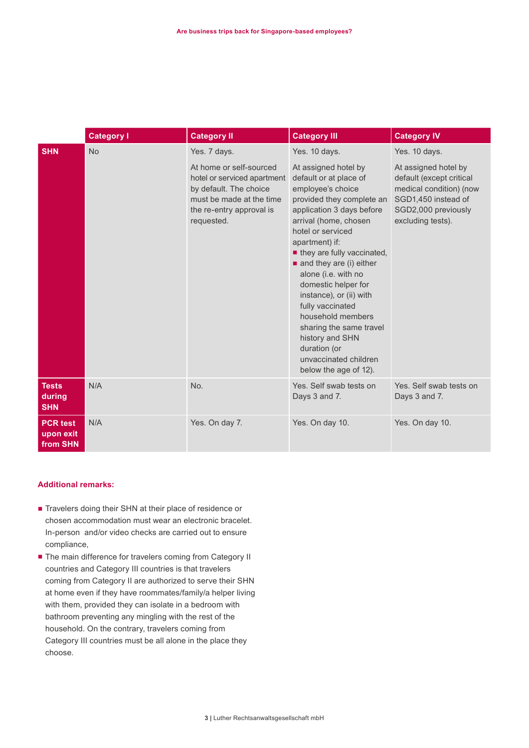| | Category I | Category II | Category III | Category IV |
|---|---|---|---|---|
| SHN | No | Yes. 7 days.<br><br>At home or self-sourced hotel or serviced apartment by default. The choice must be made at the time the re-entry approval is requested. | Yes. 10 days.<br><br>At assigned hotel by default or at place of employee's choice provided they complete an application 3 days before arrival (home, chosen hotel or serviced apartment) if:<br>▪ they are fully vaccinated,<br>▪ and they are (i) either alone (i.e. with no domestic helper for instance), or (ii) with fully vaccinated household members sharing the same travel history and SHN duration (or unvaccinated children below the age of 12). | Yes. 10 days.<br><br>At assigned hotel by default (except critical medical condition) (now SGD1,450 instead of SGD2,000 previously excluding tests). |
| Tests during SHN | N/A | No. | Yes. Self swab tests on Days 3 and 7. | Yes. Self swab tests on Days 3 and 7. |
| PCR test upon exit from SHN | N/A | Yes. On day 7. | Yes. On day 10. | Yes. On day 10. |

### Additional remarks:

- Travelers doing their SHN at their place of residence or chosen accommodation must wear an electronic bracelet. In-person and/or video checks are carried out to ensure compliance,
- The main difference for travelers coming from Category II countries and Category III countries is that travelers coming from Category II are authorized to serve their SHN at home even if they have roommates/family/a helper living with them, provided they can isolate in a bedroom with bathroom preventing any mingling with the rest of the household. On the contrary, travelers coming from Category III countries must be all alone in the place they choose.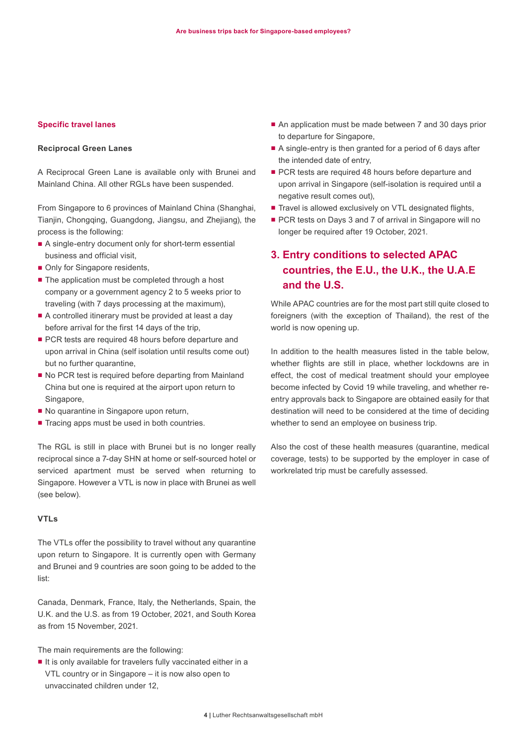### Specific travel lanes

#### Reciprocal Green Lanes

A Reciprocal Green Lane is available only with Brunei and Mainland China. All other RGLs have been suspended.

From Singapore to 6 provinces of Mainland China (Shanghai, Tianjin, Chongqing, Guangdong, Jiangsu, and Zhejiang), the process is the following:

- A single-entry document only for short-term essential business and official visit,
- Only for Singapore residents,
- The application must be completed through a host company or a government agency 2 to 5 weeks prior to traveling (with 7 days processing at the maximum),
- A controlled itinerary must be provided at least a day before arrival for the first 14 days of the trip,
- PCR tests are required 48 hours before departure and upon arrival in China (self isolation until results come out) but no further quarantine,
- No PCR test is required before departing from Mainland China but one is required at the airport upon return to Singapore,
- No quarantine in Singapore upon return,
- Tracing apps must be used in both countries.

The RGL is still in place with Brunei but is no longer really reciprocal since a 7-day SHN at home or self-sourced hotel or serviced apartment must be served when returning to Singapore. However a VTL is now in place with Brunei as well (see below).

#### VTLs

The VTLs offer the possibility to travel without any quarantine upon return to Singapore. It is currently open with Germany and Brunei and 9 countries are soon going to be added to the list:

Canada, Denmark, France, Italy, the Netherlands, Spain, the U.K. and the U.S. as from 19 October, 2021, and South Korea as from 15 November, 2021.

The main requirements are the following:

- It is only available for travelers fully vaccinated either in a VTL country or in Singapore – it is now also open to unvaccinated children under 12,
- An application must be made between 7 and 30 days prior to departure for Singapore,
- A single-entry is then granted for a period of 6 days after the intended date of entry,
- PCR tests are required 48 hours before departure and upon arrival in Singapore (self-isolation is required until a negative result comes out),
- Travel is allowed exclusively on VTL designated flights,
- PCR tests on Days 3 and 7 of arrival in Singapore will no longer be required after 19 October, 2021.

## 3. Entry conditions to selected APAC countries, the E.U., the U.K., the U.A.E and the U.S.

While APAC countries are for the most part still quite closed to foreigners (with the exception of Thailand), the rest of the world is now opening up.

In addition to the health measures listed in the table below, whether flights are still in place, whether lockdowns are in effect, the cost of medical treatment should your employee become infected by Covid 19 while traveling, and whether re-entry approvals back to Singapore are obtained easily for that destination will need to be considered at the time of deciding whether to send an employee on business trip.

Also the cost of these health measures (quarantine, medical coverage, tests) to be supported by the employer in case of workrelated trip must be carefully assessed.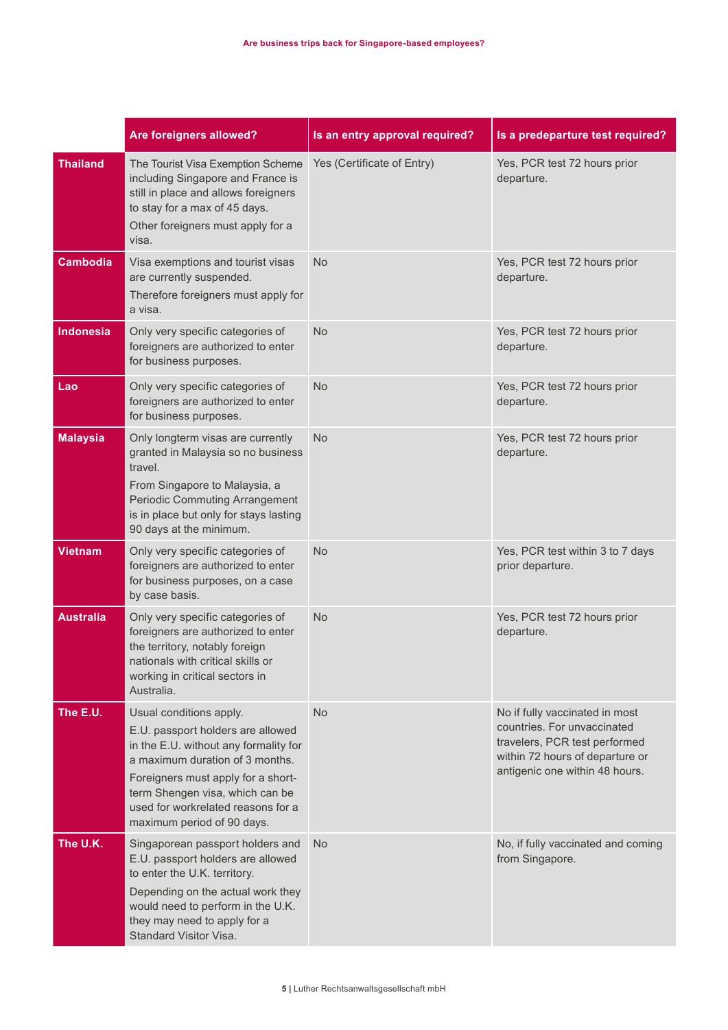| | Are foreigners allowed? | Is an entry approval required? | Is a predeparture test required? |
|---|---|---|---|
| **Thailand** | The Tourist Visa Exemption Scheme including Singapore and France is still in place and allows foreigners to stay for a max of 45 days. Other foreigners must apply for a visa. | Yes (Certificate of Entry) | Yes, PCR test 72 hours prior departure. |
| **Cambodia** | Visa exemptions and tourist visas are currently suspended. Therefore foreigners must apply for a visa. | No | Yes, PCR test 72 hours prior departure. |
| **Indonesia** | Only very specific categories of foreigners are authorized to enter for business purposes. | No | Yes, PCR test 72 hours prior departure. |
| **Lao** | Only very specific categories of foreigners are authorized to enter for business purposes. | No | Yes, PCR test 72 hours prior departure. |
| **Malaysia** | Only longterm visas are currently granted in Malaysia so no business travel. From Singapore to Malaysia, a Periodic Commuting Arrangement is in place but only for stays lasting 90 days at the minimum. | No | Yes, PCR test 72 hours prior departure. |
| **Vietnam** | Only very specific categories of foreigners are authorized to enter for business purposes, on a case by case basis. | No | Yes, PCR test within 3 to 7 days prior departure. |
| **Australia** | Only very specific categories of foreigners are authorized to enter the territory, notably foreign nationals with critical skills or working in critical sectors in Australia. | No | Yes, PCR test 72 hours prior departure. |
| **The E.U.** | Usual conditions apply. E.U. passport holders are allowed in the E.U. without any formality for a maximum duration of 3 months. Foreigners must apply for a short-term Shengen visa, which can be used for workrelated reasons for a maximum period of 90 days. | No | No if fully vaccinated in most countries. For unvaccinated travelers, PCR test performed within 72 hours of departure or antigenic one within 48 hours. |
| **The U.K.** | Singaporean passport holders and E.U. passport holders are allowed to enter the U.K. territory. Depending on the actual work they would need to perform in the U.K. they may need to apply for a Standard Visitor Visa. | No | No, if fully vaccinated and coming from Singapore. |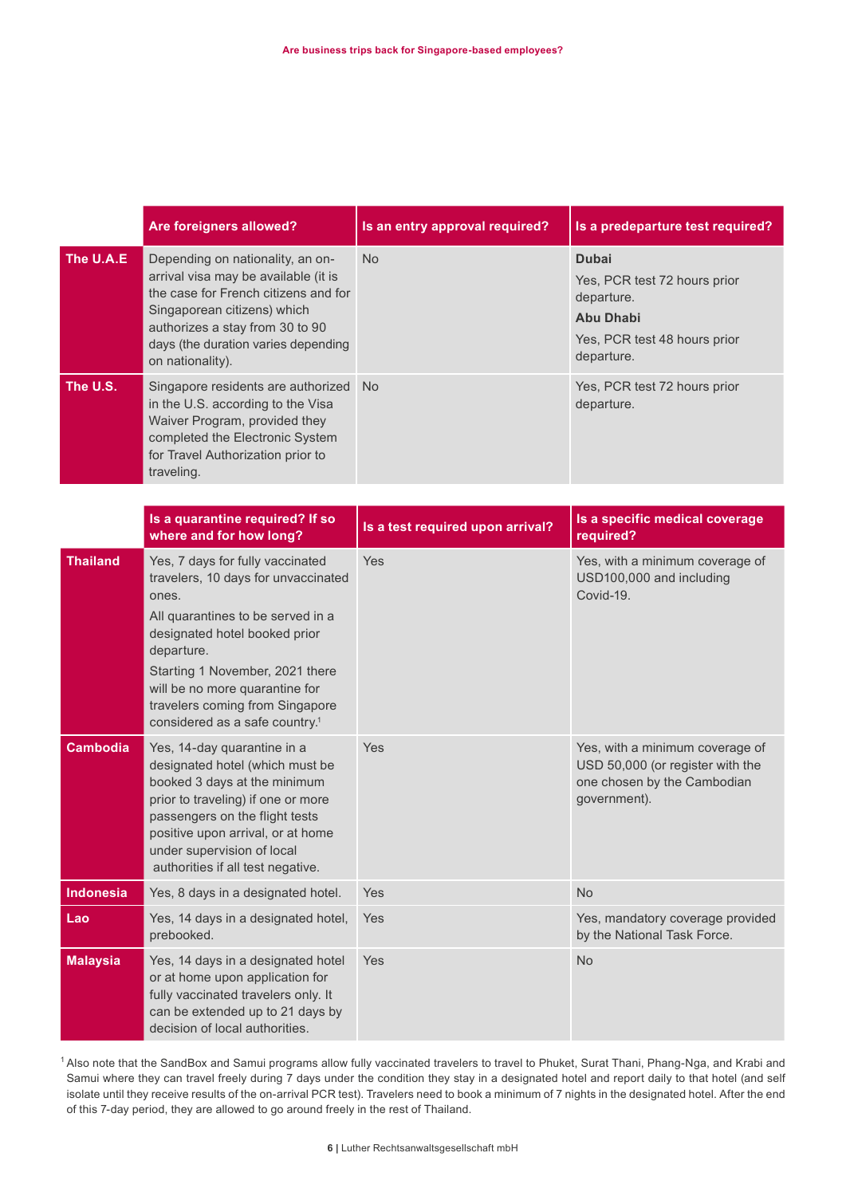| | Are foreigners allowed? | Is an entry approval required? | Is a predeparture test required? |
|---|---|---|---|
| **The U.A.E** | Depending on nationality, an on-arrival visa may be available (it is the case for French citizens and for Singaporean citizens) which authorizes a stay from 30 to 90 days (the duration varies depending on nationality). | No | **Dubai** Yes, PCR test 72 hours prior departure. **Abu Dhabi** Yes, PCR test 48 hours prior departure. |
| **The U.S.** | Singapore residents are authorized in the U.S. according to the Visa Waiver Program, provided they completed the Electronic System for Travel Authorization prior to traveling. | No | Yes, PCR test 72 hours prior departure. |

| | Is a quarantine required? If so where and for how long? | Is a test required upon arrival? | Is a specific medical coverage required? |
|---|---|---|---|
| **Thailand** | Yes, 7 days for fully vaccinated travelers, 10 days for unvaccinated ones. All quarantines to be served in a designated hotel booked prior departure. Starting 1 November, 2021 there will be no more quarantine for travelers coming from Singapore considered as a safe country.[1] | Yes | Yes, with a minimum coverage of USD100,000 and including Covid-19. |
| **Cambodia** | Yes, 14-day quarantine in a designated hotel (which must be booked 3 days at the minimum prior to traveling) if one or more passengers on the flight tests positive upon arrival, or at home under supervision of local authorities if all test negative. | Yes | Yes, with a minimum coverage of USD 50,000 (or register with the one chosen by the Cambodian government). |
| **Indonesia** | Yes, 8 days in a designated hotel. | Yes | No |
| **Lao** | Yes, 14 days in a designated hotel, prebooked. | Yes | Yes, mandatory coverage provided by the National Task Force. |
| **Malaysia** | Yes, 14 days in a designated hotel or at home upon application for fully vaccinated travelers only. It can be extended up to 21 days by decision of local authorities. | Yes | No |

[1] Also note that the SandBox and Samui programs allow fully vaccinated travelers to travel to Phuket, Surat Thani, Phang-Nga, and Krabi and Samui where they can travel freely during 7 days under the condition they stay in a designated hotel and report daily to that hotel (and self isolate until they receive results of the on-arrival PCR test). Travelers need to book a minimum of 7 nights in the designated hotel. After the end of this 7-day period, they are allowed to go around freely in the rest of Thailand.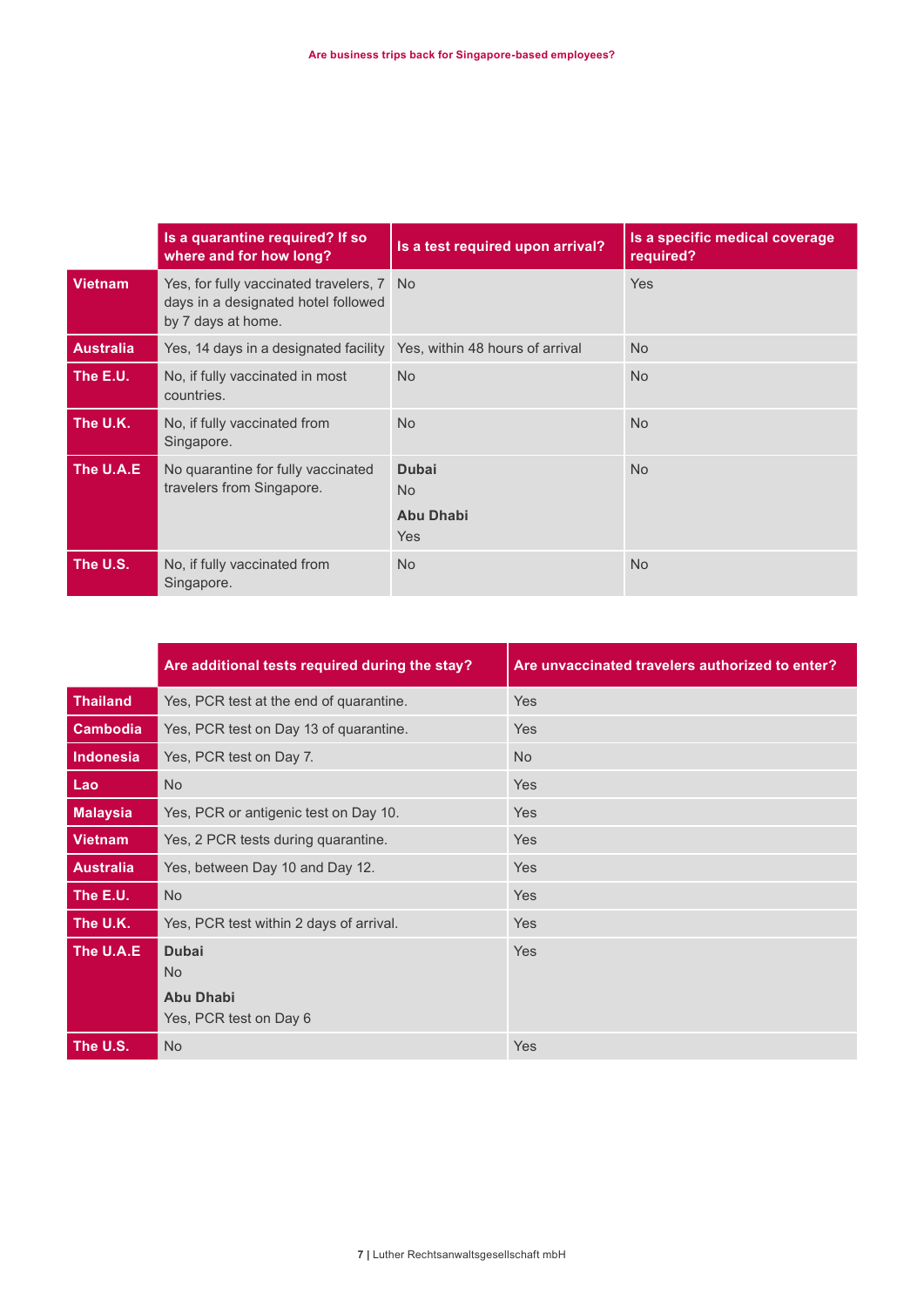| | Is a quarantine required? If so where and for how long? | Is a test required upon arrival? | Is a specific medical coverage required? |
|---|---|---|---|
| **Vietnam** | Yes, for fully vaccinated travelers, 7 days in a designated hotel followed by 7 days at home. | No | Yes |
| **Australia** | Yes, 14 days in a designated facility | Yes, within 48 hours of arrival | No |
| **The E.U.** | No, if fully vaccinated in most countries. | No | No |
| **The U.K.** | No, if fully vaccinated from Singapore. | No | No |
| **The U.A.E** | No quarantine for fully vaccinated travelers from Singapore. | **Dubai** No **Abu Dhabi** Yes | No |
| **The U.S.** | No, if fully vaccinated from Singapore. | No | No |

| | Are additional tests required during the stay? | Are unvaccinated travelers authorized to enter? |
|---|---|---|
| **Thailand** | Yes, PCR test at the end of quarantine. | Yes |
| **Cambodia** | Yes, PCR test on Day 13 of quarantine. | Yes |
| **Indonesia** | Yes, PCR test on Day 7. | No |
| **Lao** | No | Yes |
| **Malaysia** | Yes, PCR or antigenic test on Day 10. | Yes |
| **Vietnam** | Yes, 2 PCR tests during quarantine. | Yes |
| **Australia** | Yes, between Day 10 and Day 12. | Yes |
| **The E.U.** | No | Yes |
| **The U.K.** | Yes, PCR test within 2 days of arrival. | Yes |
| **The U.A.E** | **Dubai** No **Abu Dhabi** Yes, PCR test on Day 6 | Yes |
| **The U.S.** | No | Yes |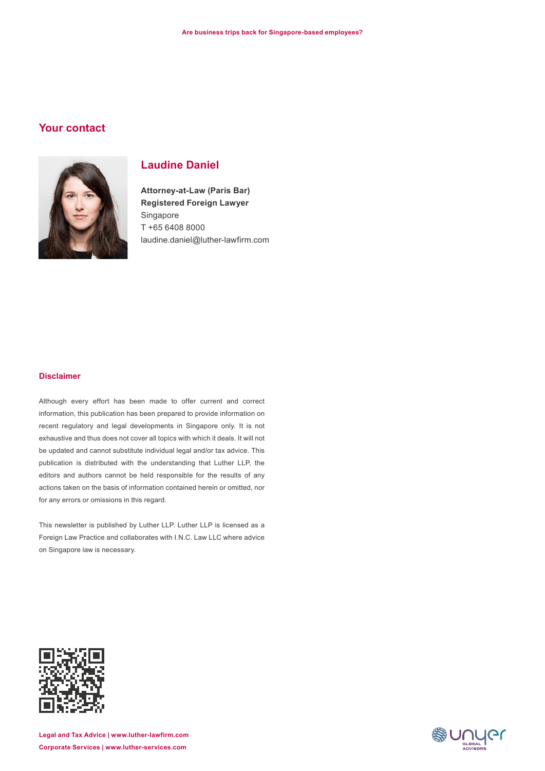## Your contact

### Laudine Daniel

**Attorney-at-Law (Paris Bar)**
**Registered Foreign Lawyer**
Singapore
T +65 6408 8000
laudine.daniel@luther-lawfirm.com

### Disclaimer

Although every effort has been made to offer current and correct information, this publication has been prepared to provide information on recent regulatory and legal developments in Singapore only. It is not exhaustive and thus does not cover all topics with which it deals. It will not be updated and cannot substitute individual legal and/or tax advice. This publication is distributed with the understanding that Luther LLP, the editors and authors cannot be held responsible for the results of any actions taken on the basis of information contained herein or omitted, nor for any errors or omissions in this regard.

This newsletter is published by Luther LLP. Luther LLP is licensed as a Foreign Law Practice and collaborates with I.N.C. Law LLC where advice on Singapore law is necessary.

**Legal and Tax Advice | www.luther-lawfirm.com**
**Corporate Services | www.luther-services.com**

unyer GLOBAL ADVISORS